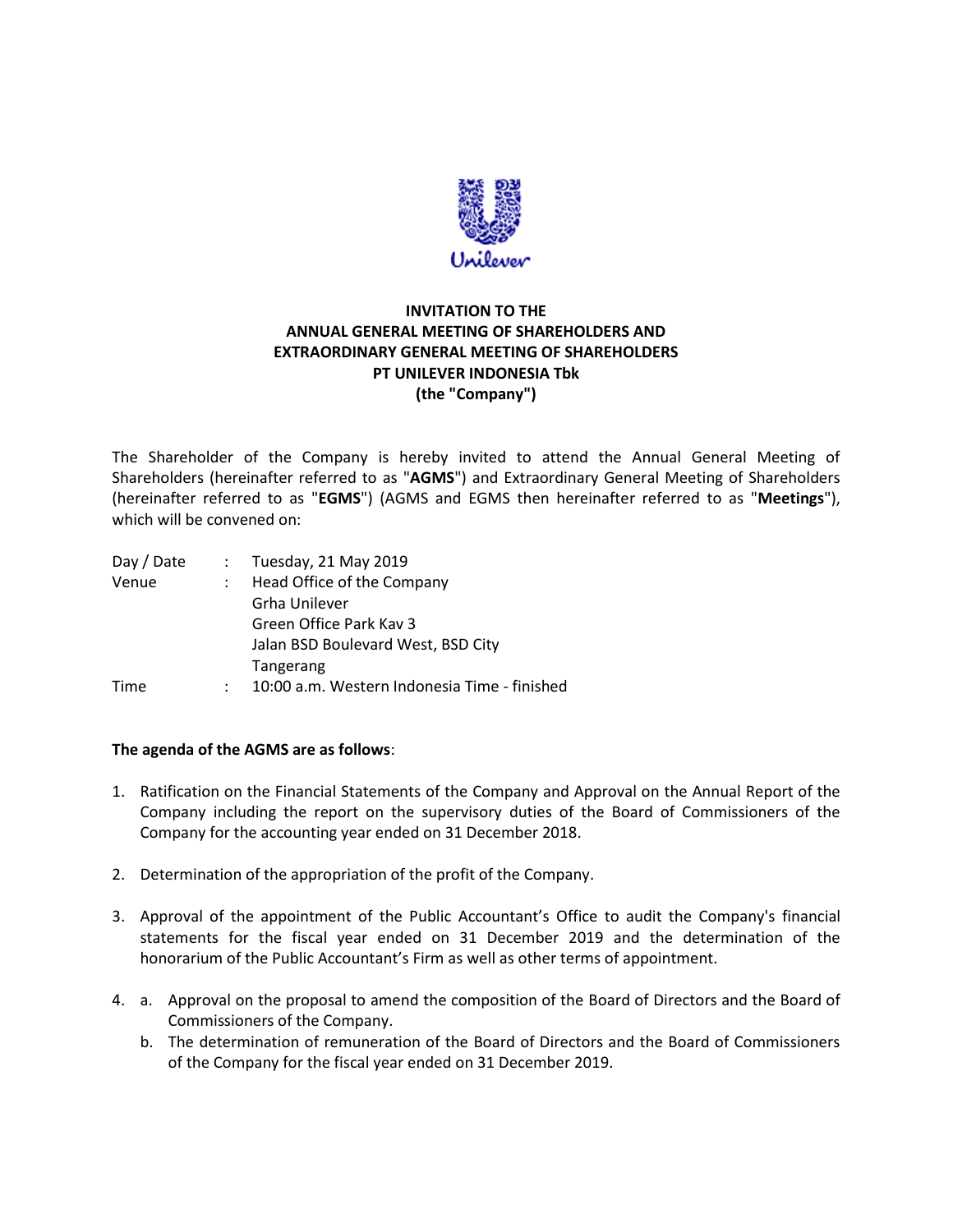# INVITATION TO THE ANNUAL GENERAL MEETING OF SHAREHOLDERS AND EXTRAORDINARY GENERAL MEETING OF SHAREHOLDERS PT UNILEVER INDONESIA Tbk (the "Company")

The Shareholder of the Company is hereby invited to attend the Annual General Meeting of Shareholders (hereinafter referred to as "**AGMS**") and Extraordinary General Meeting of Shareholders (hereinafter referred to as "**EGMS**") (AGMS and EGMS then hereinafter referred to as "**Meetings**"), which will be convened on:

| | | |
|---|---|---|
| Day / Date | : | Tuesday, 21 May 2019 |
| Venue | : | Head Office of the Company<br>Grha Unilever<br>Green Office Park Kav 3<br>Jalan BSD Boulevard West, BSD City<br>Tangerang |
| Time | : | 10:00 a.m. Western Indonesia Time - finished |

**The agenda of the AGMS are as follows**:

1. Ratification on the Financial Statements of the Company and Approval on the Annual Report of the Company including the report on the supervisory duties of the Board of Commissioners of the Company for the accounting year ended on 31 December 2018.

2. Determination of the appropriation of the profit of the Company.

3. Approval of the appointment of the Public Accountant's Office to audit the Company's financial statements for the fiscal year ended on 31 December 2019 and the determination of the honorarium of the Public Accountant's Firm as well as other terms of appointment.

4. a. Approval on the proposal to amend the composition of the Board of Directors and the Board of Commissioners of the Company.
   b. The determination of remuneration of the Board of Directors and the Board of Commissioners of the Company for the fiscal year ended on 31 December 2019.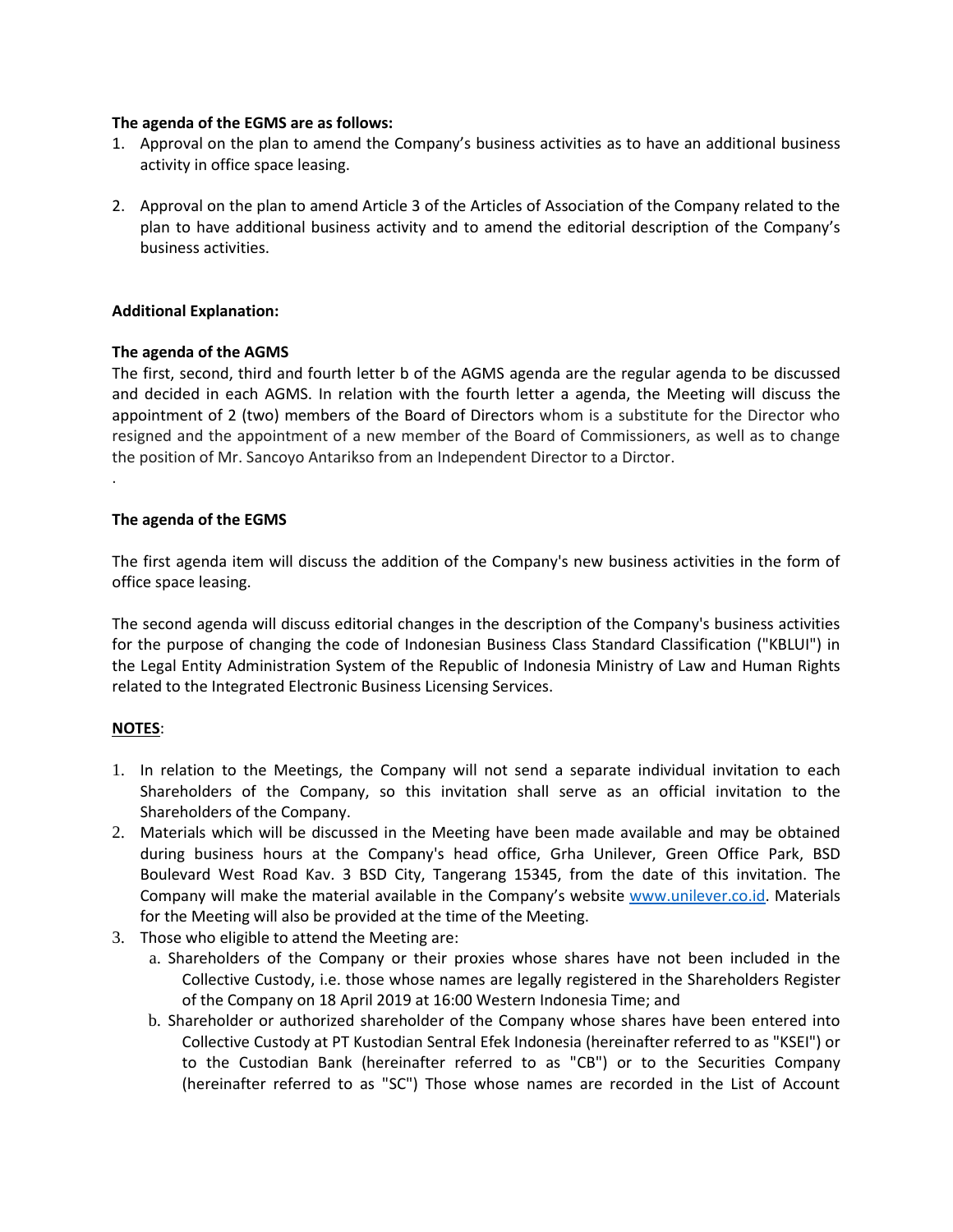**The agenda of the EGMS are as follows:**

1. Approval on the plan to amend the Company's business activities as to have an additional business activity in office space leasing.

2. Approval on the plan to amend Article 3 of the Articles of Association of the Company related to the plan to have additional business activity and to amend the editorial description of the Company's business activities.

**Additional Explanation:**

**The agenda of the AGMS**

The first, second, third and fourth letter b of the AGMS agenda are the regular agenda to be discussed and decided in each AGMS. In relation with the fourth letter a agenda, the Meeting will discuss the appointment of 2 (two) members of the Board of Directors whom is a substitute for the Director who resigned and the appointment of a new member of the Board of Commissioners, as well as to change the position of Mr. Sancoyo Antarikso from an Independent Director to a Dirctor.

.

**The agenda of the EGMS**

The first agenda item will discuss the addition of the Company's new business activities in the form of office space leasing.

The second agenda will discuss editorial changes in the description of the Company's business activities for the purpose of changing the code of Indonesian Business Class Standard Classification ("KBLUI") in the Legal Entity Administration System of the Republic of Indonesia Ministry of Law and Human Rights related to the Integrated Electronic Business Licensing Services.

**NOTES**:

1. In relation to the Meetings, the Company will not send a separate individual invitation to each Shareholders of the Company, so this invitation shall serve as an official invitation to the Shareholders of the Company.
2. Materials which will be discussed in the Meeting have been made available and may be obtained during business hours at the Company's head office, Grha Unilever, Green Office Park, BSD Boulevard West Road Kav. 3 BSD City, Tangerang 15345, from the date of this invitation. The Company will make the material available in the Company's website [www.unilever.co.id](http://www.unilever.co.id). Materials for the Meeting will also be provided at the time of the Meeting.
3. Those who eligible to attend the Meeting are:
   a. Shareholders of the Company or their proxies whose shares have not been included in the Collective Custody, i.e. those whose names are legally registered in the Shareholders Register of the Company on 18 April 2019 at 16:00 Western Indonesia Time; and
   b. Shareholder or authorized shareholder of the Company whose shares have been entered into Collective Custody at PT Kustodian Sentral Efek Indonesia (hereinafter referred to as "KSEI") or to the Custodian Bank (hereinafter referred to as "CB") or to the Securities Company (hereinafter referred to as "SC") Those whose names are recorded in the List of Account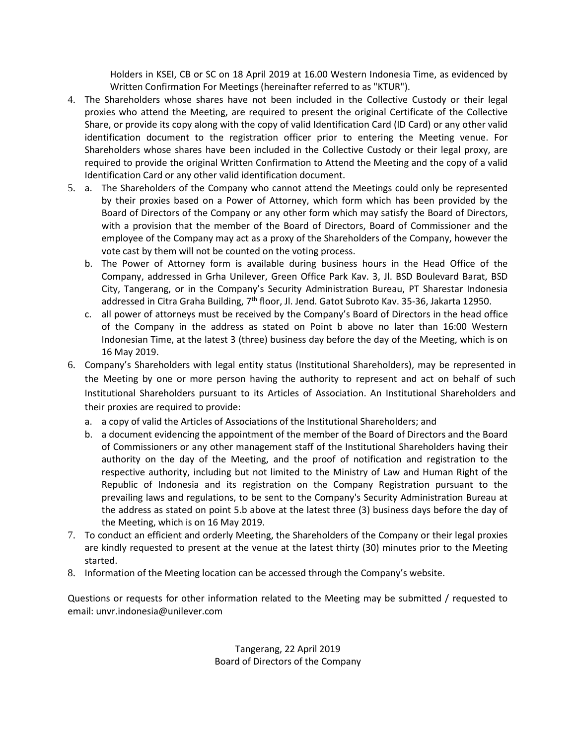Holders in KSEI, CB or SC on 18 April 2019 at 16.00 Western Indonesia Time, as evidenced by Written Confirmation For Meetings (hereinafter referred to as "KTUR").

4. The Shareholders whose shares have not been included in the Collective Custody or their legal proxies who attend the Meeting, are required to present the original Certificate of the Collective Share, or provide its copy along with the copy of valid Identification Card (ID Card) or any other valid identification document to the registration officer prior to entering the Meeting venue. For Shareholders whose shares have been included in the Collective Custody or their legal proxy, are required to provide the original Written Confirmation to Attend the Meeting and the copy of a valid Identification Card or any other valid identification document.
5. a. The Shareholders of the Company who cannot attend the Meetings could only be represented by their proxies based on a Power of Attorney, which form which has been provided by the Board of Directors of the Company or any other form which may satisfy the Board of Directors, with a provision that the member of the Board of Directors, Board of Commissioner and the employee of the Company may act as a proxy of the Shareholders of the Company, however the vote cast by them will not be counted on the voting process.
   b. The Power of Attorney form is available during business hours in the Head Office of the Company, addressed in Grha Unilever, Green Office Park Kav. 3, Jl. BSD Boulevard Barat, BSD City, Tangerang, or in the Company's Security Administration Bureau, PT Sharestar Indonesia addressed in Citra Graha Building, 7th floor, Jl. Jend. Gatot Subroto Kav. 35-36, Jakarta 12950.
   c. all power of attorneys must be received by the Company's Board of Directors in the head office of the Company in the address as stated on Point b above no later than 16:00 Western Indonesian Time, at the latest 3 (three) business day before the day of the Meeting, which is on 16 May 2019.
6. Company's Shareholders with legal entity status (Institutional Shareholders), may be represented in the Meeting by one or more person having the authority to represent and act on behalf of such Institutional Shareholders pursuant to its Articles of Association. An Institutional Shareholders and their proxies are required to provide:
   a. a copy of valid the Articles of Associations of the Institutional Shareholders; and
   b. a document evidencing the appointment of the member of the Board of Directors and the Board of Commissioners or any other management staff of the Institutional Shareholders having their authority on the day of the Meeting, and the proof of notification and registration to the respective authority, including but not limited to the Ministry of Law and Human Right of the Republic of Indonesia and its registration on the Company Registration pursuant to the prevailing laws and regulations, to be sent to the Company's Security Administration Bureau at the address as stated on point 5.b above at the latest three (3) business days before the day of the Meeting, which is on 16 May 2019.
7. To conduct an efficient and orderly Meeting, the Shareholders of the Company or their legal proxies are kindly requested to present at the venue at the latest thirty (30) minutes prior to the Meeting started.
8. Information of the Meeting location can be accessed through the Company's website.

Questions or requests for other information related to the Meeting may be submitted / requested to email: unvr.indonesia@unilever.com

Tangerang, 22 April 2019
Board of Directors of the Company